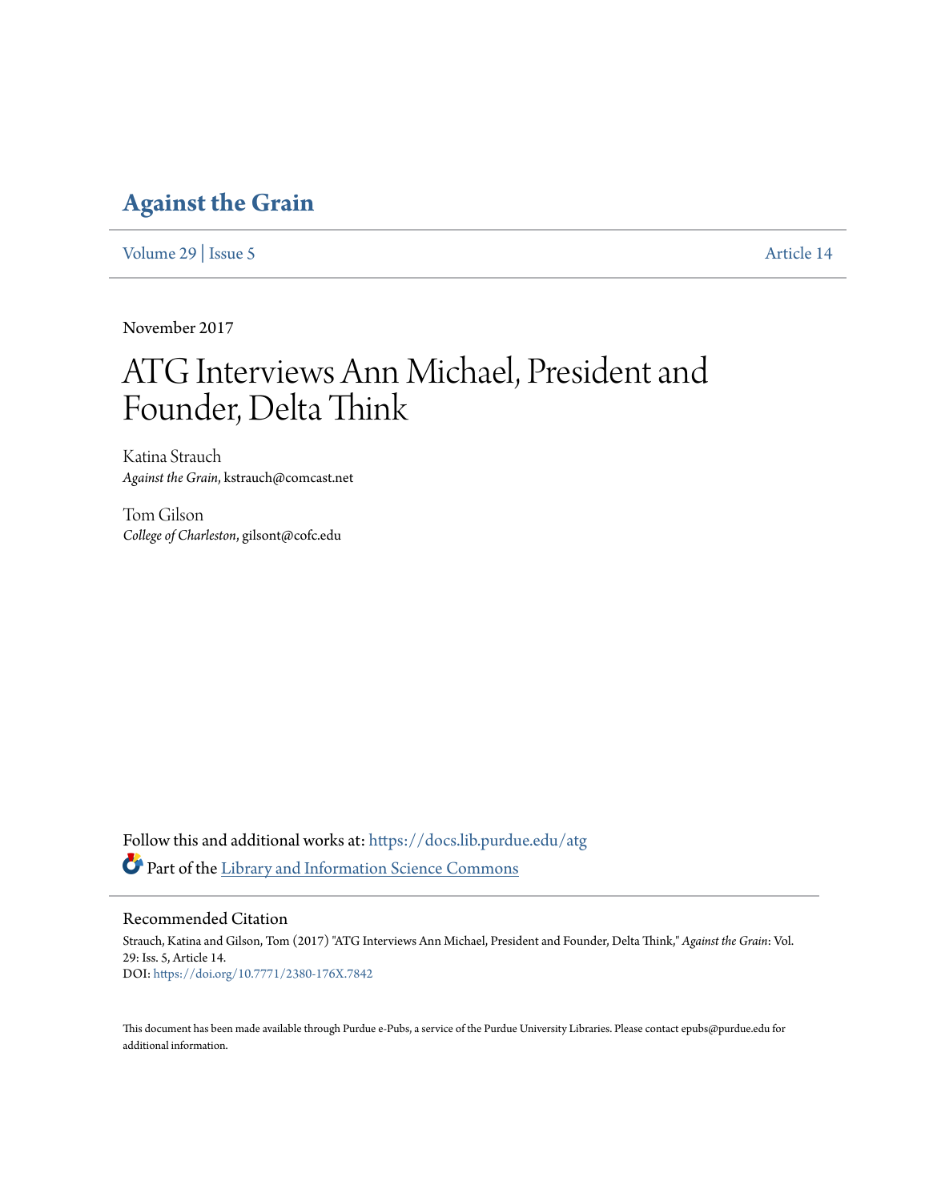# Against the Grain

Volume 29 | Issue 5 Article 14

November 2017

# ATG Interviews Ann Michael, President and Founder, Delta Think

Katina Strauch
*Against the Grain*, kstrauch@comcast.net

Tom Gilson
*College of Charleston*, gilsont@cofc.edu

Follow this and additional works at: https://docs.lib.purdue.edu/atg

Part of the Library and Information Science Commons

## Recommended Citation

Strauch, Katina and Gilson, Tom (2017) "ATG Interviews Ann Michael, President and Founder, Delta Think," *Against the Grain*: Vol. 29: Iss. 5, Article 14.
DOI: https://doi.org/10.7771/2380-176X.7842

This document has been made available through Purdue e-Pubs, a service of the Purdue University Libraries. Please contact epubs@purdue.edu for additional information.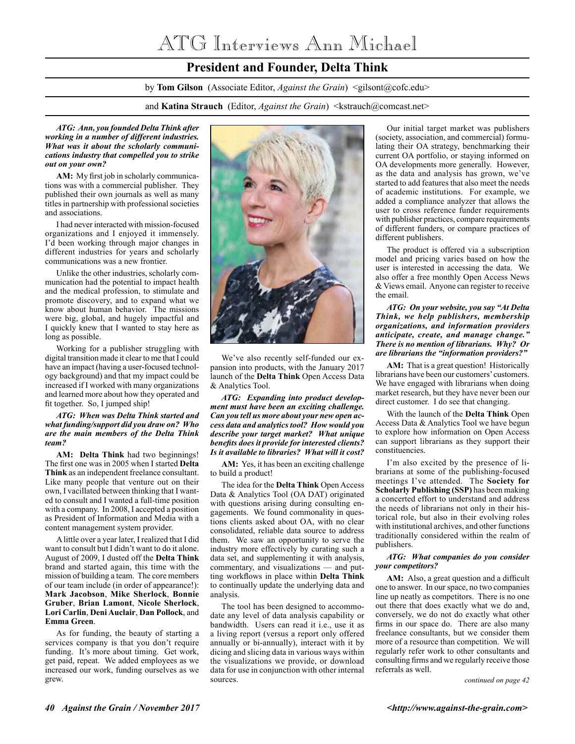# ATG Interviews Ann Michael

## President and Founder, Delta Think

by **Tom Gilson** (Associate Editor, *Against the Grain*) <gilsont@cofc.edu>

and **Katina Strauch** (Editor, *Against the Grain*) <kstrauch@comcast.net>

***ATG: Ann, you founded Delta Think after working in a number of different industries. What was it about the scholarly communications industry that compelled you to strike out on your own?***

**AM:** My first job in scholarly communications was with a commercial publisher. They published their own journals as well as many titles in partnership with professional societies and associations.

I had never interacted with mission-focused organizations and I enjoyed it immensely. I'd been working through major changes in different industries for years and scholarly communications was a new frontier.

Unlike the other industries, scholarly communication had the potential to impact health and the medical profession, to stimulate and promote discovery, and to expand what we know about human behavior. The missions were big, global, and hugely impactful and I quickly knew that I wanted to stay here as long as possible.

Working for a publisher struggling with digital transition made it clear to me that I could have an impact (having a user-focused technology background) and that my impact could be increased if I worked with many organizations and learned more about how they operated and fit together. So, I jumped ship!

***ATG: When was Delta Think started and what funding/support did you draw on? Who are the main members of the Delta Think team?***

**AM: Delta Think** had two beginnings! The first one was in 2005 when I started **Delta Think** as an independent freelance consultant. Like many people that venture out on their own, I vacillated between thinking that I wanted to consult and I wanted a full-time position with a company. In 2008, I accepted a position as President of Information and Media with a content management system provider.

A little over a year later, I realized that I did want to consult but I didn't want to do it alone. August of 2009, I dusted off the **Delta Think** brand and started again, this time with the mission of building a team. The core members of our team include (in order of appearance!): **Mark Jacobson**, **Mike Sherlock**, **Bonnie Gruber**, **Brian Lamont**, **Nicole Sherlock**, **Lori Carlin**, **Deni Auclair**, **Dan Pollock**, and **Emma Green**.

As for funding, the beauty of starting a services company is that you don't require funding. It's more about timing. Get work, get paid, repeat. We added employees as we increased our work, funding ourselves as we grew.

We've also recently self-funded our expansion into products, with the January 2017 launch of the **Delta Think** Open Access Data & Analytics Tool.

***ATG: Expanding into product development must have been an exciting challenge. Can you tell us more about your new open access data and analytics tool? How would you describe your target market? What unique benefits does it provide for interested clients? Is it available to libraries? What will it cost?***

**AM:** Yes, it has been an exciting challenge to build a product!

The idea for the **Delta Think** Open Access Data & Analytics Tool (OA DAT) originated with questions arising during consulting engagements. We found commonality in questions clients asked about OA, with no clear consolidated, reliable data source to address them. We saw an opportunity to serve the industry more effectively by curating such a data set, and supplementing it with analysis, commentary, and visualizations — and putting workflows in place within **Delta Think** to continually update the underlying data and analysis.

The tool has been designed to accommodate any level of data analysis capability or bandwidth. Users can read it i.e., use it as a living report (versus a report only offered annually or bi-annually), interact with it by dicing and slicing data in various ways within the visualizations we provide, or download data for use in conjunction with other internal sources.

Our initial target market was publishers (society, association, and commercial) formulating their OA strategy, benchmarking their current OA portfolio, or staying informed on OA developments more generally. However, as the data and analysis has grown, we've started to add features that also meet the needs of academic institutions. For example, we added a compliance analyzer that allows the user to cross reference funder requirements with publisher practices, compare requirements of different funders, or compare practices of different publishers.

The product is offered via a subscription model and pricing varies based on how the user is interested in accessing the data. We also offer a free monthly Open Access News & Views email. Anyone can register to receive the email.

***ATG: On your website, you say "At Delta Think, we help publishers, membership organizations, and information providers anticipate, create, and manage change." There is no mention of librarians. Why? Or are librarians the "information providers?"***

**AM:** That is a great question! Historically librarians have been our customers' customers. We have engaged with librarians when doing market research, but they have never been our direct customer. I do see that changing.

With the launch of the **Delta Think** Open Access Data & Analytics Tool we have begun to explore how information on Open Access can support librarians as they support their constituencies.

I'm also excited by the presence of librarians at some of the publishing-focused meetings I've attended. The **Society for Scholarly Publishing (SSP)** has been making a concerted effort to understand and address the needs of librarians not only in their historical role, but also in their evolving roles with institutional archives, and other functions traditionally considered within the realm of publishers.

***ATG: What companies do you consider your competitors?***

**AM:** Also, a great question and a difficult one to answer. In our space, no two companies line up neatly as competitors. There is no one out there that does exactly what we do and, conversely, we do not do exactly what other firms in our space do. There are also many freelance consultants, but we consider them more of a resource than competition. We will regularly refer work to other consultants and consulting firms and we regularly receive those referrals as well.

*continued on page 42*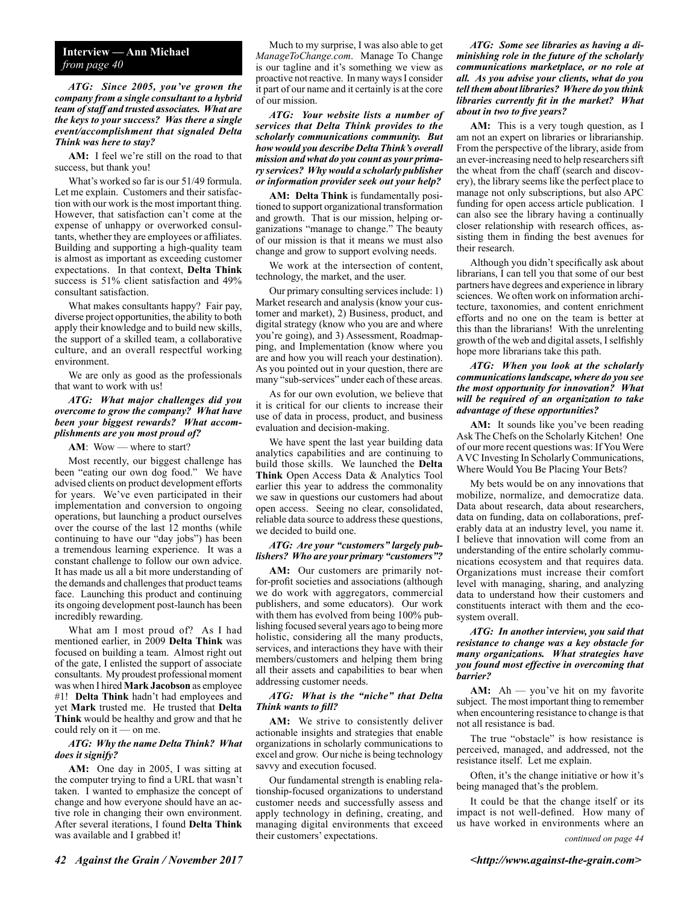**Interview — Ann Michael**
*from page 40*

***ATG: Since 2005, you've grown the company from a single consultant to a hybrid team of staff and trusted associates. What are the keys to your success? Was there a single event/accomplishment that signaled Delta Think was here to stay?***

**AM:** I feel we're still on the road to that success, but thank you!

What's worked so far is our 51/49 formula. Let me explain. Customers and their satisfaction with our work is the most important thing. However, that satisfaction can't come at the expense of unhappy or overworked consultants, whether they are employees or affiliates. Building and supporting a high-quality team is almost as important as exceeding customer expectations. In that context, **Delta Think** success is 51% client satisfaction and 49% consultant satisfaction.

What makes consultants happy? Fair pay, diverse project opportunities, the ability to both apply their knowledge and to build new skills, the support of a skilled team, a collaborative culture, and an overall respectful working environment.

We are only as good as the professionals that want to work with us!

***ATG: What major challenges did you overcome to grow the company? What have been your biggest rewards? What accomplishments are you most proud of?***

**AM**: Wow — where to start?

Most recently, our biggest challenge has been "eating our own dog food." We have advised clients on product development efforts for years. We've even participated in their implementation and conversion to ongoing operations, but launching a product ourselves over the course of the last 12 months (while continuing to have our "day jobs") has been a tremendous learning experience. It was a constant challenge to follow our own advice. It has made us all a bit more understanding of the demands and challenges that product teams face. Launching this product and continuing its ongoing development post-launch has been incredibly rewarding.

What am I most proud of? As I had mentioned earlier, in 2009 **Delta Think** was focused on building a team. Almost right out of the gate, I enlisted the support of associate consultants. My proudest professional moment was when I hired **Mark Jacobson** as employee #1! **Delta Think** hadn't had employees and yet **Mark** trusted me. He trusted that **Delta Think** would be healthy and grow and that he could rely on it — on me.

***ATG: Why the name Delta Think? What does it signify?***

**AM:** One day in 2005, I was sitting at the computer trying to find a URL that wasn't taken. I wanted to emphasize the concept of change and how everyone should have an active role in changing their own environment. After several iterations, I found **Delta Think** was available and I grabbed it!

Much to my surprise, I was also able to get *ManageToChange.com*. Manage To Change is our tagline and it's something we view as proactive not reactive. In many ways I consider it part of our name and it certainly is at the core of our mission.

***ATG: Your website lists a number of services that Delta Think provides to the scholarly communications community. But how would you describe Delta Think's overall mission and what do you count as your primary services? Why would a scholarly publisher or information provider seek out your help?***

**AM: Delta Think** is fundamentally positioned to support organizational transformation and growth. That is our mission, helping organizations "manage to change." The beauty of our mission is that it means we must also change and grow to support evolving needs.

We work at the intersection of content, technology, the market, and the user.

Our primary consulting services include: 1) Market research and analysis (know your customer and market), 2) Business, product, and digital strategy (know who you are and where you're going), and 3) Assessment, Roadmapping, and Implementation (know where you are and how you will reach your destination). As you pointed out in your question, there are many "sub-services" under each of these areas.

As for our own evolution, we believe that it is critical for our clients to increase their use of data in process, product, and business evaluation and decision-making.

We have spent the last year building data analytics capabilities and are continuing to build those skills. We launched the **Delta Think** Open Access Data & Analytics Tool earlier this year to address the commonality we saw in questions our customers had about open access. Seeing no clear, consolidated, reliable data source to address these questions, we decided to build one.

***ATG: Are your "customers" largely publishers? Who are your primary "customers"?***

**AM:** Our customers are primarily not-for-profit societies and associations (although we do work with aggregators, commercial publishers, and some educators). Our work with them has evolved from being 100% publishing focused several years ago to being more holistic, considering all the many products, services, and interactions they have with their members/customers and helping them bring all their assets and capabilities to bear when addressing customer needs.

***ATG: What is the "niche" that Delta Think wants to fill?***

**AM:** We strive to consistently deliver actionable insights and strategies that enable organizations in scholarly communications to excel and grow. Our niche is being technology savvy and execution focused.

Our fundamental strength is enabling relationship-focused organizations to understand customer needs and successfully assess and apply technology in defining, creating, and managing digital environments that exceed their customers' expectations.

***ATG: Some see libraries as having a diminishing role in the future of the scholarly communications marketplace, or no role at all. As you advise your clients, what do you tell them about libraries? Where do you think libraries currently fit in the market? What about in two to five years?***

**AM:** This is a very tough question, as I am not an expert on libraries or librarianship. From the perspective of the library, aside from an ever-increasing need to help researchers sift the wheat from the chaff (search and discovery), the library seems like the perfect place to manage not only subscriptions, but also APC funding for open access article publication. I can also see the library having a continually closer relationship with research offices, assisting them in finding the best avenues for their research.

Although you didn't specifically ask about librarians, I can tell you that some of our best partners have degrees and experience in library sciences. We often work on information architecture, taxonomies, and content enrichment efforts and no one on the team is better at this than the librarians! With the unrelenting growth of the web and digital assets, I selfishly hope more librarians take this path.

***ATG: When you look at the scholarly communications landscape, where do you see the most opportunity for innovation? What will be required of an organization to take advantage of these opportunities?***

**AM:** It sounds like you've been reading Ask The Chefs on the Scholarly Kitchen! One of our more recent questions was: If You Were A VC Investing In Scholarly Communications, Where Would You Be Placing Your Bets?

My bets would be on any innovations that mobilize, normalize, and democratize data. Data about research, data about researchers, data on funding, data on collaborations, preferably data at an industry level, you name it. I believe that innovation will come from an understanding of the entire scholarly communications ecosystem and that requires data. Organizations must increase their comfort level with managing, sharing, and analyzing data to understand how their customers and constituents interact with them and the ecosystem overall.

***ATG: In another interview, you said that resistance to change was a key obstacle for many organizations. What strategies have you found most effective in overcoming that barrier?***

**AM:** Ah — you've hit on my favorite subject. The most important thing to remember when encountering resistance to change is that not all resistance is bad.

The true "obstacle" is how resistance is perceived, managed, and addressed, not the resistance itself. Let me explain.

Often, it's the change initiative or how it's being managed that's the problem.

It could be that the change itself or its impact is not well-defined. How many of us have worked in environments where an

*continued on page 44*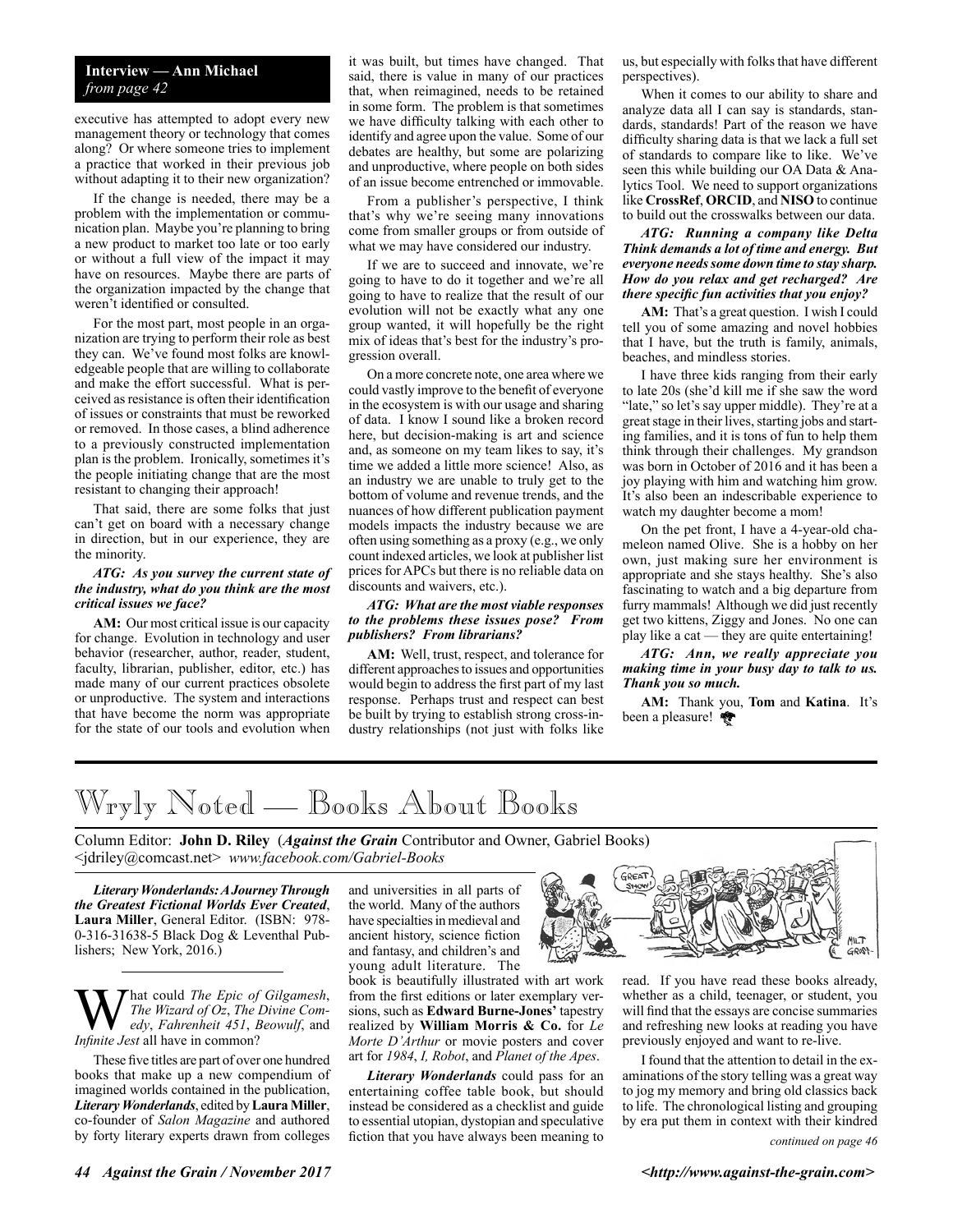**Interview — Ann Michael**
*from page 42*

executive has attempted to adopt every new management theory or technology that comes along? Or where someone tries to implement a practice that worked in their previous job without adapting it to their new organization?

If the change is needed, there may be a problem with the implementation or communication plan. Maybe you're planning to bring a new product to market too late or too early or without a full view of the impact it may have on resources. Maybe there are parts of the organization impacted by the change that weren't identified or consulted.

For the most part, most people in an organization are trying to perform their role as best they can. We've found most folks are knowledgeable people that are willing to collaborate and make the effort successful. What is perceived as resistance is often their identification of issues or constraints that must be reworked or removed. In those cases, a blind adherence to a previously constructed implementation plan is the problem. Ironically, sometimes it's the people initiating change that are the most resistant to changing their approach!

That said, there are some folks that just can't get on board with a necessary change in direction, but in our experience, they are the minority.

***ATG: As you survey the current state of the industry, what do you think are the most critical issues we face?***

**AM:** Our most critical issue is our capacity for change. Evolution in technology and user behavior (researcher, author, reader, student, faculty, librarian, publisher, editor, etc.) has made many of our current practices obsolete or unproductive. The system and interactions that have become the norm was appropriate for the state of our tools and evolution when it was built, but times have changed. That said, there is value in many of our practices that, when reimagined, needs to be retained in some form. The problem is that sometimes we have difficulty talking with each other to identify and agree upon the value. Some of our debates are healthy, but some are polarizing and unproductive, where people on both sides of an issue become entrenched or immovable.

From a publisher's perspective, I think that's why we're seeing many innovations come from smaller groups or from outside of what we may have considered our industry.

If we are to succeed and innovate, we're going to have to do it together and we're all going to have to realize that the result of our evolution will not be exactly what any one group wanted, it will hopefully be the right mix of ideas that's best for the industry's progression overall.

On a more concrete note, one area where we could vastly improve to the benefit of everyone in the ecosystem is with our usage and sharing of data. I know I sound like a broken record here, but decision-making is art and science and, as someone on my team likes to say, it's time we added a little more science! Also, as an industry we are unable to truly get to the bottom of volume and revenue trends, and the nuances of how different publication payment models impacts the industry because we are often using something as a proxy (e.g., we only count indexed articles, we look at publisher list prices for APCs but there is no reliable data on discounts and waivers, etc.).

***ATG: What are the most viable responses to the problems these issues pose? From publishers? From librarians?***

**AM:** Well, trust, respect, and tolerance for different approaches to issues and opportunities would begin to address the first part of my last response. Perhaps trust and respect can best be built by trying to establish strong cross-industry relationships (not just with folks like us, but especially with folks that have different perspectives).

When it comes to our ability to share and analyze data all I can say is standards, standards, standards! Part of the reason we have difficulty sharing data is that we lack a full set of standards to compare like to like. We've seen this while building our OA Data & Analytics Tool. We need to support organizations like **CrossRef**, **ORCID**, and **NISO** to continue to build out the crosswalks between our data.

***ATG: Running a company like Delta Think demands a lot of time and energy. But everyone needs some down time to stay sharp. How do you relax and get recharged? Are there specific fun activities that you enjoy?***

**AM:** That's a great question. I wish I could tell you of some amazing and novel hobbies that I have, but the truth is family, animals, beaches, and mindless stories.

I have three kids ranging from their early to late 20s (she'd kill me if she saw the word "late," so let's say upper middle). They're at a great stage in their lives, starting jobs and starting families, and it is tons of fun to help them think through their challenges. My grandson was born in October of 2016 and it has been a joy playing with him and watching him grow. It's also been an indescribable experience to watch my daughter become a mom!

On the pet front, I have a 4-year-old chameleon named Olive. She is a hobby on her own, just making sure her environment is appropriate and she stays healthy. She's also fascinating to watch and a big departure from furry mammals! Although we did just recently get two kittens, Ziggy and Jones. No one can play like a cat — they are quite entertaining!

***ATG: Ann, we really appreciate you making time in your busy day to talk to us. Thank you so much.***

**AM:** Thank you, **Tom** and **Katina**. It's been a pleasure!

# Wryly Noted — Books About Books

Column Editor: **John D. Riley** (***Against the Grain*** Contributor and Owner, Gabriel Books)
<jdriley@comcast.net> *www.facebook.com/Gabriel-Books*

***Literary Wonderlands: A Journey Through the Greatest Fictional Worlds Ever Created***, **Laura Miller**, General Editor. (ISBN: 978-0-316-31638-5 Black Dog & Leventhal Publishers; New York, 2016.)

What could *The Epic of Gilgamesh*, *The Wizard of Oz*, *The Divine Comedy*, *Fahrenheit 451*, *Beowulf*, and *Infinite Jest* all have in common?

These five titles are part of over one hundred books that make up a new compendium of imagined worlds contained in the publication, ***Literary Wonderlands***, edited by **Laura Miller**, co-founder of *Salon Magazine* and authored by forty literary experts drawn from colleges and universities in all parts of the world. Many of the authors have specialties in medieval and ancient history, science fiction and fantasy, and children's and young adult literature. The book is beautifully illustrated with art work from the first editions or later exemplary versions, such as **Edward Burne-Jones'** tapestry realized by **William Morris & Co.** for *Le Morte D'Arthur* or movie posters and cover art for *1984*, *I, Robot*, and *Planet of the Apes*.

***Literary Wonderlands*** could pass for an entertaining coffee table book, but should instead be considered as a checklist and guide to essential utopian, dystopian and speculative fiction that you have always been meaning to read. If you have read these books already, whether as a child, teenager, or student, you will find that the essays are concise summaries and refreshing new looks at reading you have previously enjoyed and want to re-live.

I found that the attention to detail in the examinations of the story telling was a great way to jog my memory and bring old classics back to life. The chronological listing and grouping by era put them in context with their kindred

*continued on page 46*